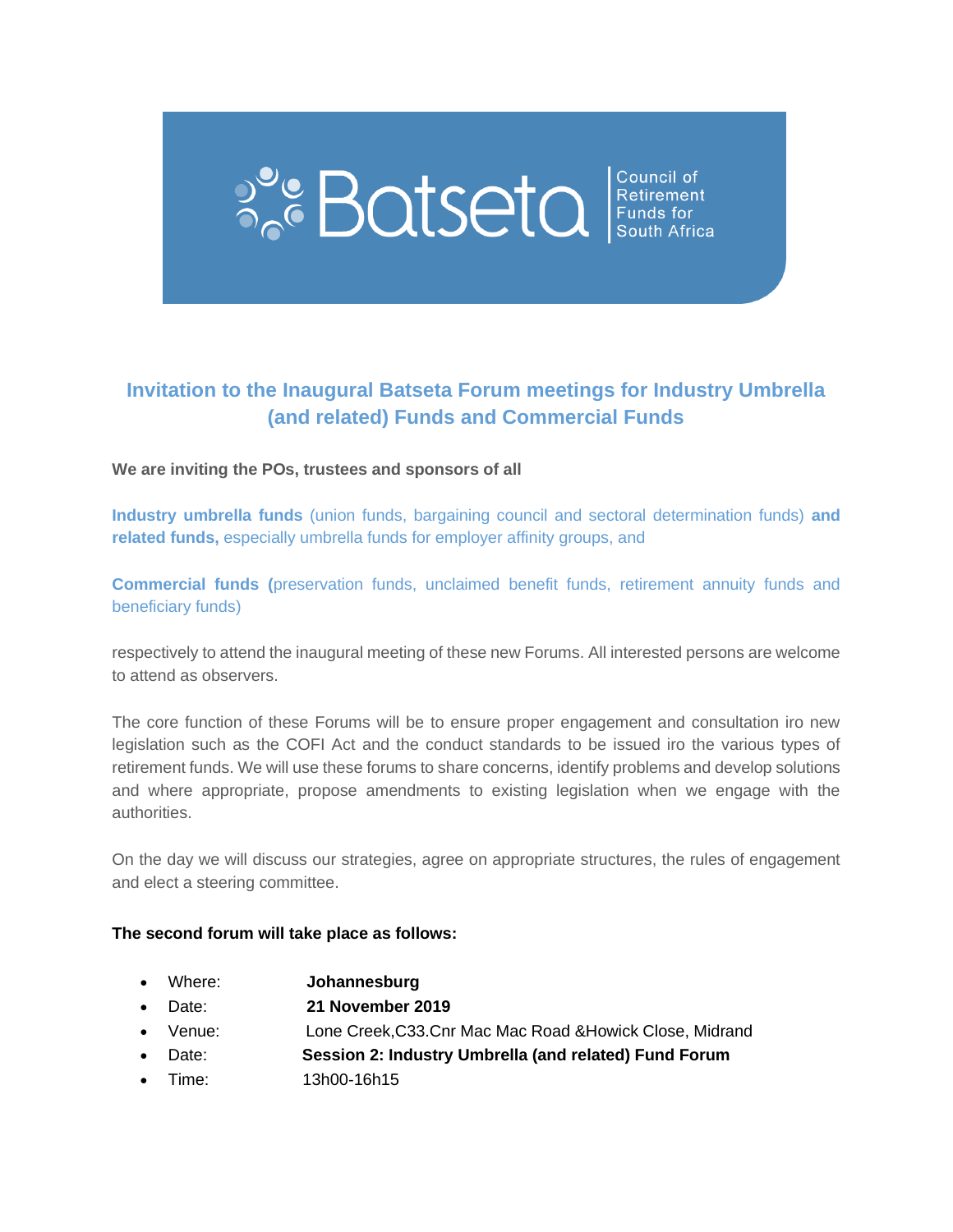Batseta | Council of Retirement Funds for South Africa

## Invitation to the Inaugural Batseta Forum meetings for Industry Umbrella (and related) Funds and Commercial Funds

**We are inviting the POs, trustees and sponsors of all**

**Industry umbrella funds** (union funds, bargaining council and sectoral determination funds) **and related funds,** especially umbrella funds for employer affinity groups, and

**Commercial funds (**preservation funds, unclaimed benefit funds, retirement annuity funds and beneficiary funds)

respectively to attend the inaugural meeting of these new Forums. All interested persons are welcome to attend as observers.

The core function of these Forums will be to ensure proper engagement and consultation iro new legislation such as the COFI Act and the conduct standards to be issued iro the various types of retirement funds. We will use these forums to share concerns, identify problems and develop solutions and where appropriate, propose amendments to existing legislation when we engage with the authorities.

On the day we will discuss our strategies, agree on appropriate structures, the rules of engagement and elect a steering committee.

**The second forum will take place as follows:**

- Where: **Johannesburg**
- Date: **21 November 2019**
- Venue: Lone Creek,C33.Cnr Mac Mac Road &Howick Close, Midrand
- Date: **Session 2: Industry Umbrella (and related) Fund Forum**
- Time: 13h00-16h15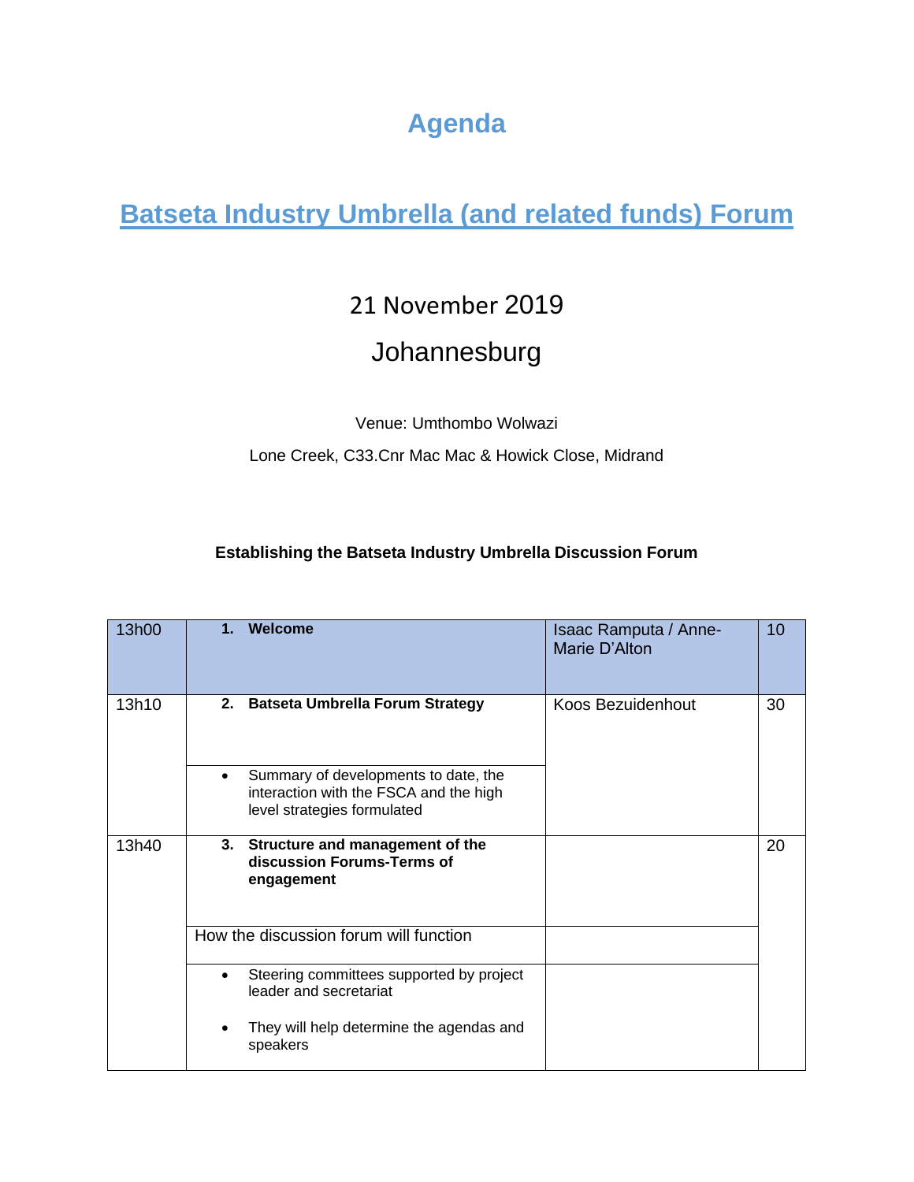# Agenda

## Batseta Industry Umbrella (and related funds) Forum

21 November 2019

Johannesburg

Venue: Umthombo Wolwazi

Lone Creek, C33.Cnr Mac Mac & Howick Close, Midrand

**Establishing the Batseta Industry Umbrella Discussion Forum**

| | | | |
|---|---|---|---|
| 13h00 | **1. Welcome** | Isaac Ramputa / Anne-Marie D'Alton | 10 |
| 13h10 | **2. Batseta Umbrella Forum Strategy** | Koos Bezuidenhout | 30 |
| | • Summary of developments to date, the interaction with the FSCA and the high level strategies formulated | | |
| 13h40 | **3. Structure and management of the discussion Forums-Terms of engagement** | | 20 |
| | How the discussion forum will function | | |
| | • Steering committees supported by project leader and secretariat<br>• They will help determine the agendas and speakers | | |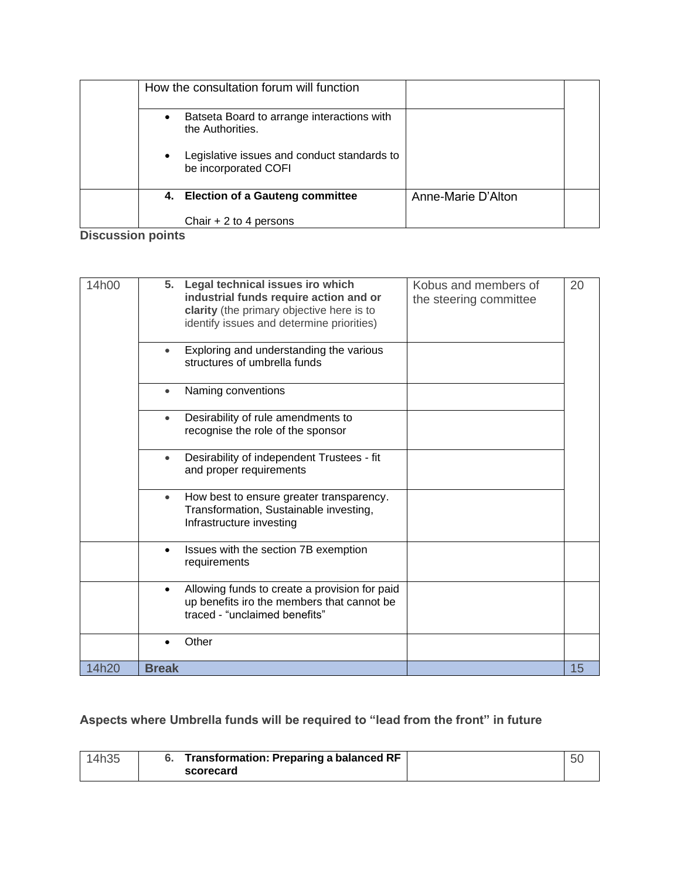| | How the consultation forum will function | | |
|---|---|---|---|
| | • Batseta Board to arrange interactions with the Authorities.<br><br>• Legislative issues and conduct standards to be incorporated COFI | | |
| | **4. Election of a Gauteng committee**<br><br>Chair + 2 to 4 persons | Anne-Marie D'Alton | |

**Discussion points**

| | | | |
|---|---|---|---|
| 14h00 | **5. Legal technical issues iro which industrial funds require action and or clarity** (the primary objective here is to identify issues and determine priorities) | Kobus and members of the steering committee | 20 |
| | • Exploring and understanding the various structures of umbrella funds | | |
| | • Naming conventions | | |
| | • Desirability of rule amendments to recognise the role of the sponsor | | |
| | • Desirability of independent Trustees - fit and proper requirements | | |
| | • How best to ensure greater transparency. Transformation, Sustainable investing, Infrastructure investing | | |
| | • Issues with the section 7B exemption requirements | | |
| | • Allowing funds to create a provision for paid up benefits iro the members that cannot be traced - "unclaimed benefits" | | |
| | • Other | | |
| 14h20 | **Break** | | 15 |

**Aspects where Umbrella funds will be required to "lead from the front" in future**

| | | | |
|---|---|---|---|
| 14h35 | **6. Transformation: Preparing a balanced RF scorecard** | | 50 |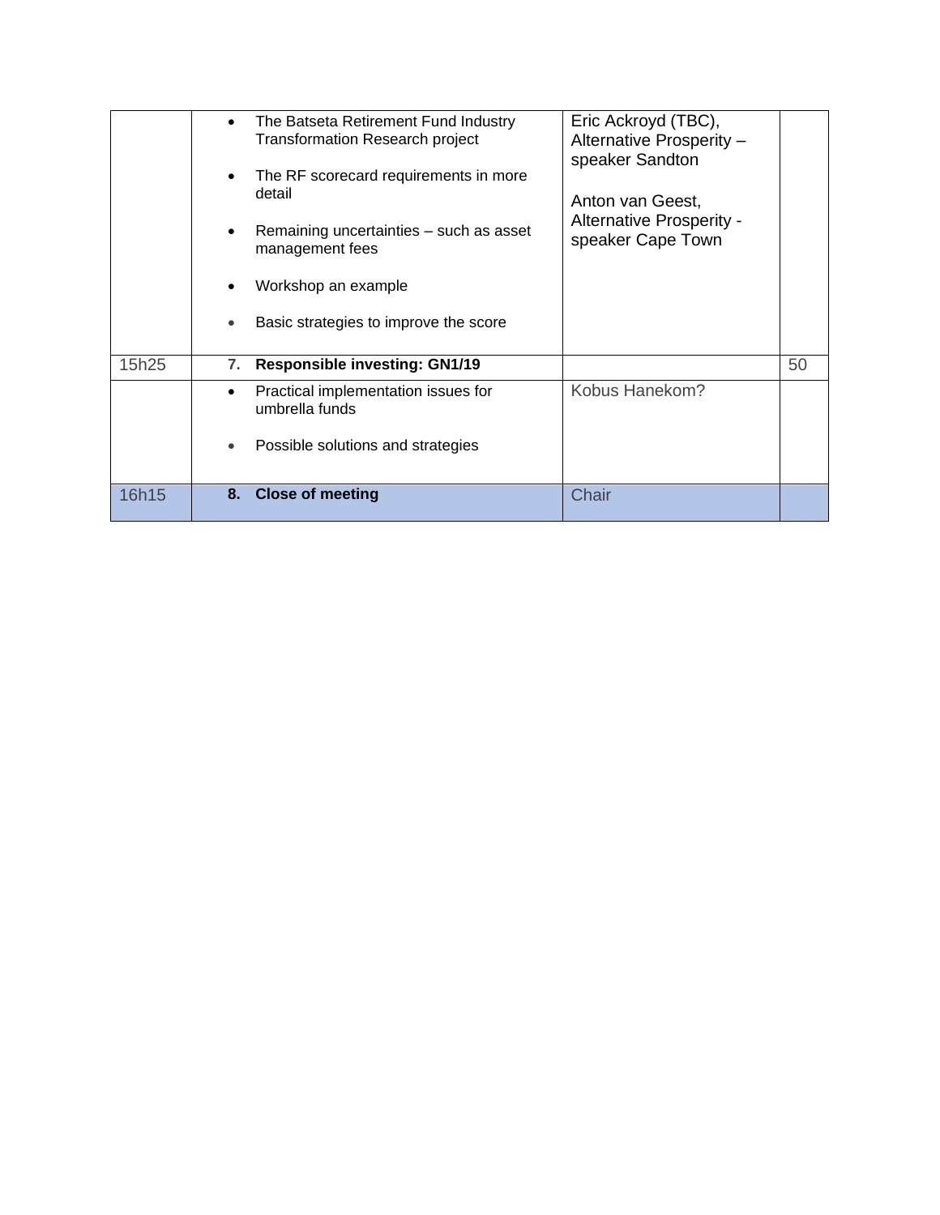| | | | |
|---|---|---|---|
| | • The Batseta Retirement Fund Industry Transformation Research project<br><br>• The RF scorecard requirements in more detail<br><br>• Remaining uncertainties – such as asset management fees<br><br>• Workshop an example<br><br>• Basic strategies to improve the score | Eric Ackroyd (TBC), Alternative Prosperity – speaker Sandton<br><br>Anton van Geest, Alternative Prosperity - speaker Cape Town | |
| 15h25 | **7. Responsible investing: GN1/19** | | 50 |
| | • Practical implementation issues for umbrella funds<br><br>• Possible solutions and strategies | Kobus Hanekom? | |
| 16h15 | **8. Close of meeting** | Chair | |